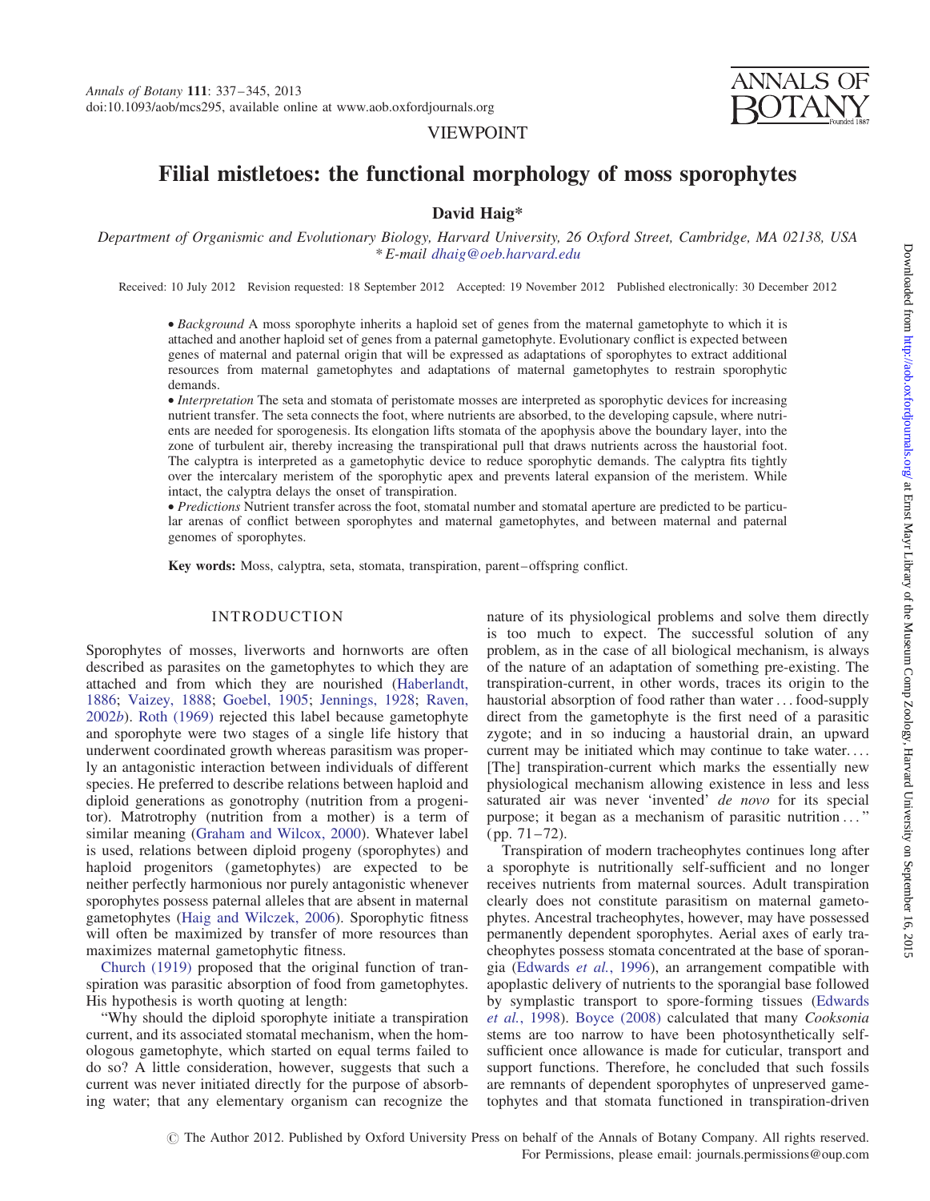VIEWPOINT

# Filial mistletoes: the functional morphology of moss sporophytes

**David Haig***

*Department of Organismic and Evolutionary Biology, Harvard University, 26 Oxford Street, Cambridge, MA 02138, USA*
*\* E-mail dhaig@oeb.harvard.edu*

Received: 10 July 2012 Revision requested: 18 September 2012 Accepted: 19 November 2012 Published electronically: 30 December 2012

- *Background* A moss sporophyte inherits a haploid set of genes from the maternal gametophyte to which it is attached and another haploid set of genes from a paternal gametophyte. Evolutionary conflict is expected between genes of maternal and paternal origin that will be expressed as adaptations of sporophytes to extract additional resources from maternal gametophytes and adaptations of maternal gametophytes to restrain sporophytic demands.
- *Interpretation* The seta and stomata of peristomate mosses are interpreted as sporophytic devices for increasing nutrient transfer. The seta connects the foot, where nutrients are absorbed, to the developing capsule, where nutrients are needed for sporogenesis. Its elongation lifts stomata of the apophysis above the boundary layer, into the zone of turbulent air, thereby increasing the transpirational pull that draws nutrients across the haustorial foot. The calyptra is interpreted as a gametophytic device to reduce sporophytic demands. The calyptra fits tightly over the intercalary meristem of the sporophytic apex and prevents lateral expansion of the meristem. While intact, the calyptra delays the onset of transpiration.
- *Predictions* Nutrient transfer across the foot, stomatal number and stomatal aperture are predicted to be particular arenas of conflict between sporophytes and maternal gametophytes, and between maternal and paternal genomes of sporophytes.

**Key words:** Moss, calyptra, seta, stomata, transpiration, parent–offspring conflict.

## INTRODUCTION

Sporophytes of mosses, liverworts and hornworts are often described as parasites on the gametophytes to which they are attached and from which they are nourished (Haberlandt, 1886; Vaizey, 1888; Goebel, 1905; Jennings, 1928; Raven, 2002*b*). Roth (1969) rejected this label because gametophyte and sporophyte were two stages of a single life history that underwent coordinated growth whereas parasitism was properly an antagonistic interaction between individuals of different species. He preferred to describe relations between haploid and diploid generations as gonotrophy (nutrition from a progenitor). Matrotrophy (nutrition from a mother) is a term of similar meaning (Graham and Wilcox, 2000). Whatever label is used, relations between diploid progeny (sporophytes) and haploid progenitors (gametophytes) are expected to be neither perfectly harmonious nor purely antagonistic whenever sporophytes possess paternal alleles that are absent in maternal gametophytes (Haig and Wilczek, 2006). Sporophytic fitness will often be maximized by transfer of more resources than maximizes maternal gametophytic fitness.

Church (1919) proposed that the original function of transpiration was parasitic absorption of food from gametophytes. His hypothesis is worth quoting at length:

"Why should the diploid sporophyte initiate a transpiration current, and its associated stomatal mechanism, when the homologous gametophyte, which started on equal terms failed to do so? A little consideration, however, suggests that such a current was never initiated directly for the purpose of absorbing water; that any elementary organism can recognize the nature of its physiological problems and solve them directly is too much to expect. The successful solution of any problem, as in the case of all biological mechanism, is always of the nature of an adaptation of something pre-existing. The transpiration-current, in other words, traces its origin to the haustorial absorption of food rather than water . . . food-supply direct from the gametophyte is the first need of a parasitic zygote; and in so inducing a haustorial drain, an upward current may be initiated which may continue to take water. . . . [The] transpiration-current which marks the essentially new physiological mechanism allowing existence in less and less saturated air was never 'invented' *de novo* for its special purpose; it began as a mechanism of parasitic nutrition . . . " (pp. 71–72).

Transpiration of modern tracheophytes continues long after a sporophyte is nutritionally self-sufficient and no longer receives nutrients from maternal sources. Adult transpiration clearly does not constitute parasitism on maternal gametophytes. Ancestral tracheophytes, however, may have possessed permanently dependent sporophytes. Aerial axes of early tracheophytes possess stomata concentrated at the base of sporangia (Edwards *et al.*, 1996), an arrangement compatible with apoplastic delivery of nutrients to the sporangial base followed by symplastic transport to spore-forming tissues (Edwards *et al.*, 1998). Boyce (2008) calculated that many *Cooksonia* stems are too narrow to have been photosynthetically self-sufficient once allowance is made for cuticular, transport and support functions. Therefore, he concluded that such fossils are remnants of dependent sporophytes of unpreserved gametophytes and that stomata functioned in transpiration-driven

© The Author 2012. Published by Oxford University Press on behalf of the Annals of Botany Company. All rights reserved. For Permissions, please email: journals.permissions@oup.com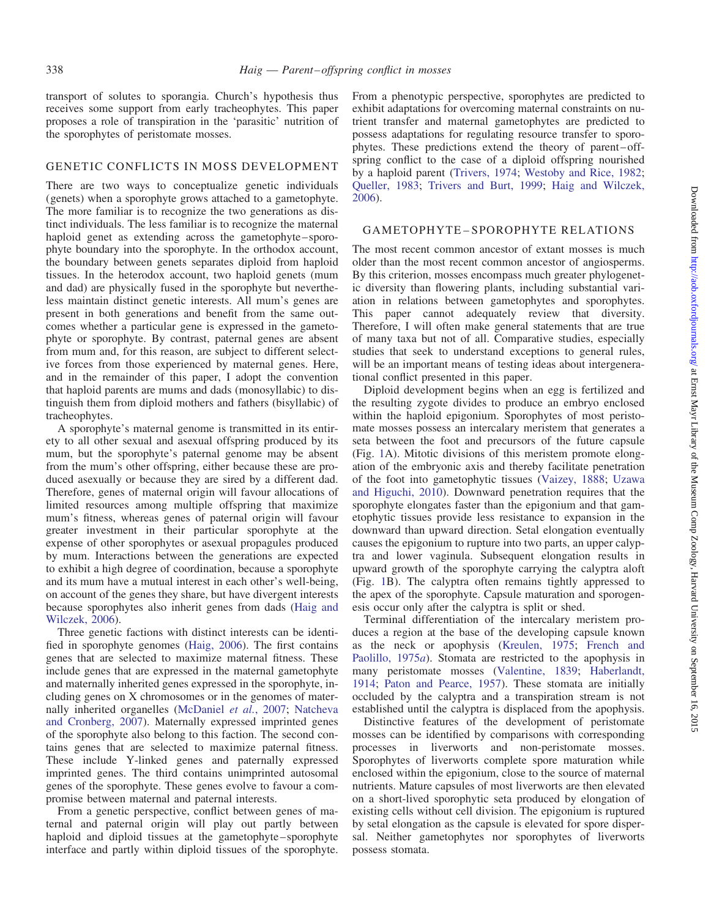transport of solutes to sporangia. Church's hypothesis thus receives some support from early tracheophytes. This paper proposes a role of transpiration in the 'parasitic' nutrition of the sporophytes of peristomate mosses.

## GENETIC CONFLICTS IN MOSS DEVELOPMENT

There are two ways to conceptualize genetic individuals (genets) when a sporophyte grows attached to a gametophyte. The more familiar is to recognize the two generations as distinct individuals. The less familiar is to recognize the maternal haploid genet as extending across the gametophyte–sporophyte boundary into the sporophyte. In the orthodox account, the boundary between genets separates diploid from haploid tissues. In the heterodox account, two haploid genets (mum and dad) are physically fused in the sporophyte but nevertheless maintain distinct genetic interests. All mum's genes are present in both generations and benefit from the same outcomes whether a particular gene is expressed in the gametophyte or sporophyte. By contrast, paternal genes are absent from mum and, for this reason, are subject to different selective forces from those experienced by maternal genes. Here, and in the remainder of this paper, I adopt the convention that haploid parents are mums and dads (monosyllabic) to distinguish them from diploid mothers and fathers (bisyllabic) of tracheophytes.

A sporophyte's maternal genome is transmitted in its entirety to all other sexual and asexual offspring produced by its mum, but the sporophyte's paternal genome may be absent from the mum's other offspring, either because these are produced asexually or because they are sired by a different dad. Therefore, genes of maternal origin will favour allocations of limited resources among multiple offspring that maximize mum's fitness, whereas genes of paternal origin will favour greater investment in their particular sporophyte at the expense of other sporophytes or asexual propagules produced by mum. Interactions between the generations are expected to exhibit a high degree of coordination, because a sporophyte and its mum have a mutual interest in each other's well-being, on account of the genes they share, but have divergent interests because sporophytes also inherit genes from dads (Haig and Wilczek, 2006).

Three genetic factions with distinct interests can be identified in sporophyte genomes (Haig, 2006). The first contains genes that are selected to maximize maternal fitness. These include genes that are expressed in the maternal gametophyte and maternally inherited genes expressed in the sporophyte, including genes on X chromosomes or in the genomes of maternally inherited organelles (McDaniel *et al.*, 2007; Natcheva and Cronberg, 2007). Maternally expressed imprinted genes of the sporophyte also belong to this faction. The second contains genes that are selected to maximize paternal fitness. These include Y-linked genes and paternally expressed imprinted genes. The third contains unimprinted autosomal genes of the sporophyte. These genes evolve to favour a compromise between maternal and paternal interests.

From a genetic perspective, conflict between genes of maternal and paternal origin will play out partly between haploid and diploid tissues at the gametophyte–sporophyte interface and partly within diploid tissues of the sporophyte. From a phenotypic perspective, sporophytes are predicted to exhibit adaptations for overcoming maternal constraints on nutrient transfer and maternal gametophytes are predicted to possess adaptations for regulating resource transfer to sporophytes. These predictions extend the theory of parent–offspring conflict to the case of a diploid offspring nourished by a haploid parent (Trivers, 1974; Westoby and Rice, 1982; Queller, 1983; Trivers and Burt, 1999; Haig and Wilczek, 2006).

## GAMETOPHYTE–SPOROPHYTE RELATIONS

The most recent common ancestor of extant mosses is much older than the most recent common ancestor of angiosperms. By this criterion, mosses encompass much greater phylogenetic diversity than flowering plants, including substantial variation in relations between gametophytes and sporophytes. This paper cannot adequately review that diversity. Therefore, I will often make general statements that are true of many taxa but not of all. Comparative studies, especially studies that seek to understand exceptions to general rules, will be an important means of testing ideas about intergenerational conflict presented in this paper.

Diploid development begins when an egg is fertilized and the resulting zygote divides to produce an embryo enclosed within the haploid epigonium. Sporophytes of most peristomate mosses possess an intercalary meristem that generates a seta between the foot and precursors of the future capsule (Fig. 1A). Mitotic divisions of this meristem promote elongation of the embryonic axis and thereby facilitate penetration of the foot into gametophytic tissues (Vaizey, 1888; Uzawa and Higuchi, 2010). Downward penetration requires that the sporophyte elongates faster than the epigonium and that gametophytic tissues provide less resistance to expansion in the downward than upward direction. Setal elongation eventually causes the epigonium to rupture into two parts, an upper calyptra and lower vaginula. Subsequent elongation results in upward growth of the sporophyte carrying the calyptra aloft (Fig. 1B). The calyptra often remains tightly appressed to the apex of the sporophyte. Capsule maturation and sporogenesis occur only after the calyptra is split or shed.

Terminal differentiation of the intercalary meristem produces a region at the base of the developing capsule known as the neck or apophysis (Kreulen, 1975; French and Paolillo, 1975*a*). Stomata are restricted to the apophysis in many peristomate mosses (Valentine, 1839; Haberlandt, 1914; Paton and Pearce, 1957). These stomata are initially occluded by the calyptra and a transpiration stream is not established until the calyptra is displaced from the apophysis.

Distinctive features of the development of peristomate mosses can be identified by comparisons with corresponding processes in liverworts and non-peristomate mosses. Sporophytes of liverworts complete spore maturation while enclosed within the epigonium, close to the source of maternal nutrients. Mature capsules of most liverworts are then elevated on a short-lived sporophytic seta produced by elongation of existing cells without cell division. The epigonium is ruptured by setal elongation as the capsule is elevated for spore dispersal. Neither gametophytes nor sporophytes of liverworts possess stomata.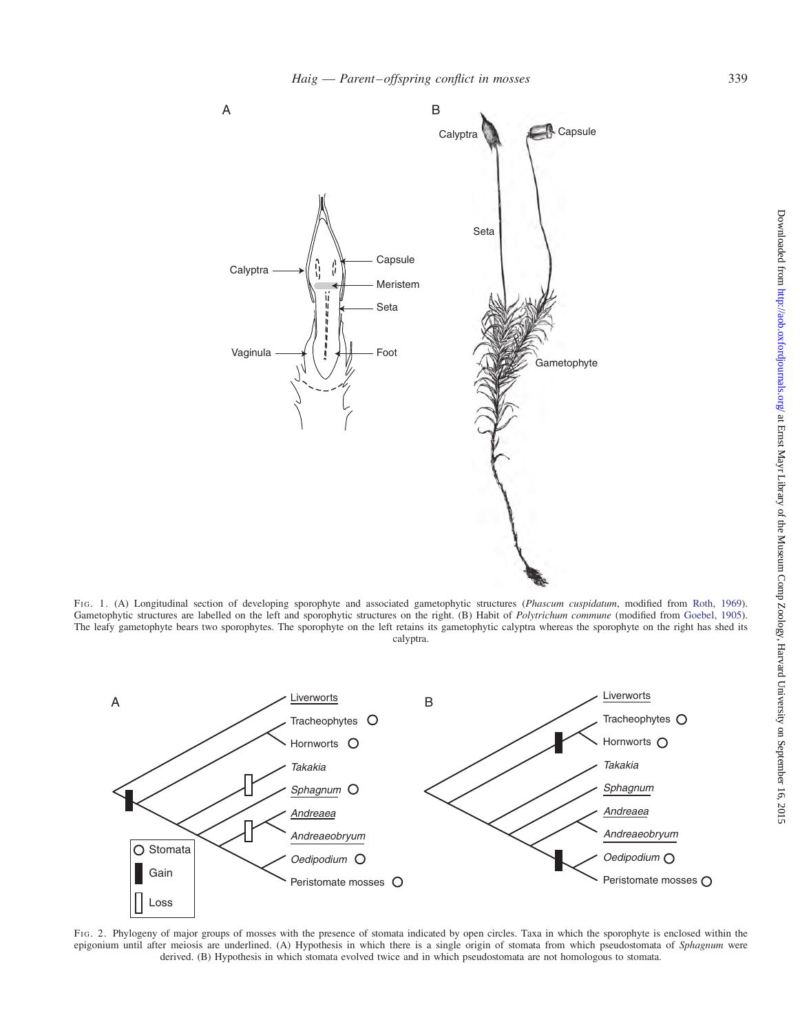FIG. 1. (A) Longitudinal section of developing sporophyte and associated gametophytic structures (*Phascum cuspidatum*, modified from Roth, 1969). Gametophytic structures are labelled on the left and sporophytic structures on the right. (B) Habit of *Polytrichum commune* (modified from Goebel, 1905). The leafy gametophyte bears two sporophytes. The sporophyte on the left retains its gametophytic calyptra whereas the sporophyte on the right has shed its calyptra.

FIG. 2. Phylogeny of major groups of mosses with the presence of stomata indicated by open circles. Taxa in which the sporophyte is enclosed within the epigonium until after meiosis are underlined. (A) Hypothesis in which there is a single origin of stomata from which pseudostomata of *Sphagnum* were derived. (B) Hypothesis in which stomata evolved twice and in which pseudostomata are not homologous to stomata.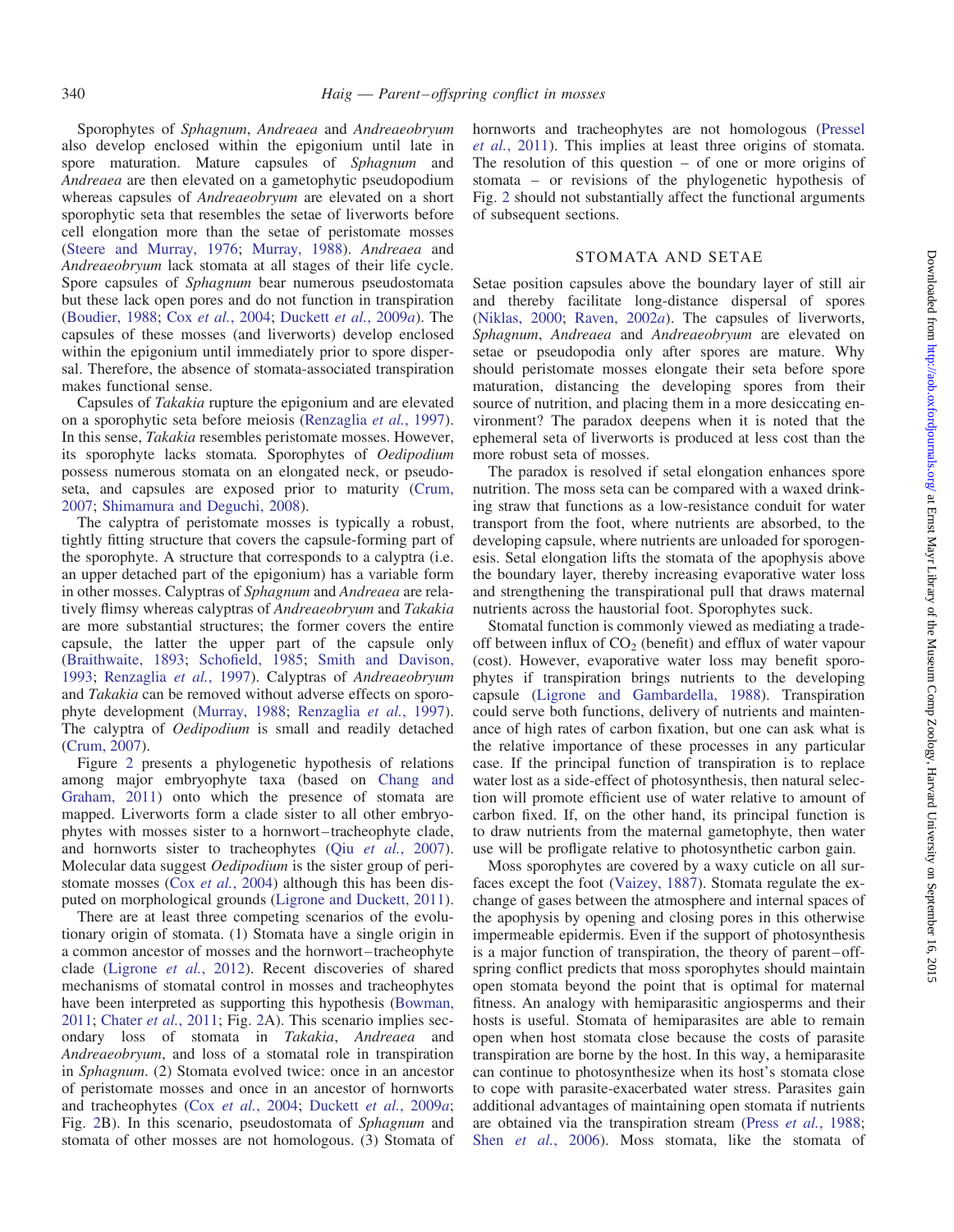Sporophytes of *Sphagnum*, *Andreaea* and *Andreaeobryum* also develop enclosed within the epigonium until late in spore maturation. Mature capsules of *Sphagnum* and *Andreaea* are then elevated on a gametophytic pseudopodium whereas capsules of *Andreaeobryum* are elevated on a short sporophytic seta that resembles the setae of liverworts before cell elongation more than the setae of peristomate mosses (Steere and Murray, 1976; Murray, 1988). *Andreaea* and *Andreaeobryum* lack stomata at all stages of their life cycle. Spore capsules of *Sphagnum* bear numerous pseudostomata but these lack open pores and do not function in transpiration (Boudier, 1988; Cox *et al.*, 2004; Duckett *et al.*, 2009*a*). The capsules of these mosses (and liverworts) develop enclosed within the epigonium until immediately prior to spore dispersal. Therefore, the absence of stomata-associated transpiration makes functional sense.

Capsules of *Takakia* rupture the epigonium and are elevated on a sporophytic seta before meiosis (Renzaglia *et al.*, 1997). In this sense, *Takakia* resembles peristomate mosses. However, its sporophyte lacks stomata. Sporophytes of *Oedipodium* possess numerous stomata on an elongated neck, or pseudoseta, and capsules are exposed prior to maturity (Crum, 2007; Shimamura and Deguchi, 2008).

The calyptra of peristomate mosses is typically a robust, tightly fitting structure that covers the capsule-forming part of the sporophyte. A structure that corresponds to a calyptra (i.e. an upper detached part of the epigonium) has a variable form in other mosses. Calyptras of *Sphagnum* and *Andreaea* are relatively flimsy whereas calyptras of *Andreaeobryum* and *Takakia* are more substantial structures; the former covers the entire capsule, the latter the upper part of the capsule only (Braithwaite, 1893; Schofield, 1985; Smith and Davison, 1993; Renzaglia *et al.*, 1997). Calyptras of *Andreaeobryum* and *Takakia* can be removed without adverse effects on sporophyte development (Murray, 1988; Renzaglia *et al.*, 1997). The calyptra of *Oedipodium* is small and readily detached (Crum, 2007).

Figure 2 presents a phylogenetic hypothesis of relations among major embryophyte taxa (based on Chang and Graham, 2011) onto which the presence of stomata are mapped. Liverworts form a clade sister to all other embryophytes with mosses sister to a hornwort–tracheophyte clade, and hornworts sister to tracheophytes (Qiu *et al.*, 2007). Molecular data suggest *Oedipodium* is the sister group of peristomate mosses (Cox *et al.*, 2004) although this has been disputed on morphological grounds (Ligrone and Duckett, 2011).

There are at least three competing scenarios of the evolutionary origin of stomata. (1) Stomata have a single origin in a common ancestor of mosses and the hornwort–tracheophyte clade (Ligrone *et al.*, 2012). Recent discoveries of shared mechanisms of stomatal control in mosses and tracheophytes have been interpreted as supporting this hypothesis (Bowman, 2011; Chater *et al.*, 2011; Fig. 2A). This scenario implies secondary loss of stomata in *Takakia*, *Andreaea* and *Andreaeobryum*, and loss of a stomatal role in transpiration in *Sphagnum*. (2) Stomata evolved twice: once in an ancestor of peristomate mosses and once in an ancestor of hornworts and tracheophytes (Cox *et al.*, 2004; Duckett *et al.*, 2009*a*; Fig. 2B). In this scenario, pseudostomata of *Sphagnum* and stomata of other mosses are not homologous. (3) Stomata of hornworts and tracheophytes are not homologous (Pressel *et al.*, 2011). This implies at least three origins of stomata. The resolution of this question – of one or more origins of stomata – or revisions of the phylogenetic hypothesis of Fig. 2 should not substantially affect the functional arguments of subsequent sections.

## STOMATA AND SETAE

Setae position capsules above the boundary layer of still air and thereby facilitate long-distance dispersal of spores (Niklas, 2000; Raven, 2002*a*). The capsules of liverworts, *Sphagnum*, *Andreaea* and *Andreaeobryum* are elevated on setae or pseudopodia only after spores are mature. Why should peristomate mosses elongate their seta before spore maturation, distancing the developing spores from their source of nutrition, and placing them in a more desiccating environment? The paradox deepens when it is noted that the ephemeral seta of liverworts is produced at less cost than the more robust seta of mosses.

The paradox is resolved if setal elongation enhances spore nutrition. The moss seta can be compared with a waxed drinking straw that functions as a low-resistance conduit for water transport from the foot, where nutrients are absorbed, to the developing capsule, where nutrients are unloaded for sporogenesis. Setal elongation lifts the stomata of the apophysis above the boundary layer, thereby increasing evaporative water loss and strengthening the transpirational pull that draws maternal nutrients across the haustorial foot. Sporophytes suck.

Stomatal function is commonly viewed as mediating a trade-off between influx of $CO_2$ (benefit) and efflux of water vapour (cost). However, evaporative water loss may benefit sporophytes if transpiration brings nutrients to the developing capsule (Ligrone and Gambardella, 1988). Transpiration could serve both functions, delivery of nutrients and maintenance of high rates of carbon fixation, but one can ask what is the relative importance of these processes in any particular case. If the principal function of transpiration is to replace water lost as a side-effect of photosynthesis, then natural selection will promote efficient use of water relative to amount of carbon fixed. If, on the other hand, its principal function is to draw nutrients from the maternal gametophyte, then water use will be profligate relative to photosynthetic carbon gain.

Moss sporophytes are covered by a waxy cuticle on all surfaces except the foot (Vaizey, 1887). Stomata regulate the exchange of gases between the atmosphere and internal spaces of the apophysis by opening and closing pores in this otherwise impermeable epidermis. Even if the support of photosynthesis is a major function of transpiration, the theory of parent–offspring conflict predicts that moss sporophytes should maintain open stomata beyond the point that is optimal for maternal fitness. An analogy with hemiparasitic angiosperms and their hosts is useful. Stomata of hemiparasites are able to remain open when host stomata close because the costs of parasite transpiration are borne by the host. In this way, a hemiparasite can continue to photosynthesize when its host's stomata close to cope with parasite-exacerbated water stress. Parasites gain additional advantages of maintaining open stomata if nutrients are obtained via the transpiration stream (Press *et al.*, 1988; Shen *et al.*, 2006). Moss stomata, like the stomata of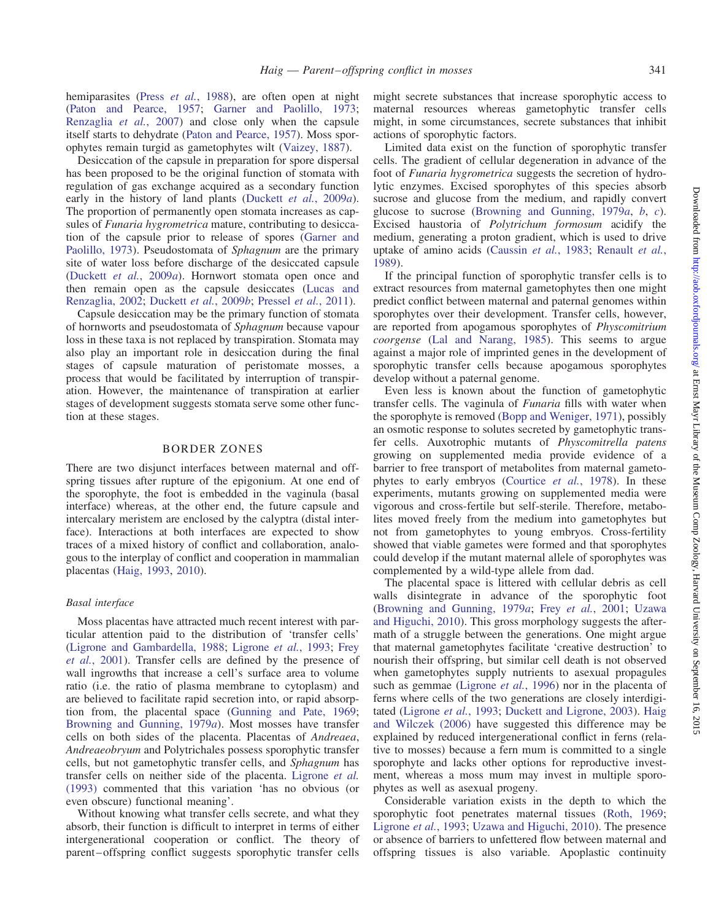hemiparasites (Press *et al.*, 1988), are often open at night (Paton and Pearce, 1957; Garner and Paolillo, 1973; Renzaglia *et al.*, 2007) and close only when the capsule itself starts to dehydrate (Paton and Pearce, 1957). Moss sporophytes remain turgid as gametophytes wilt (Vaizey, 1887).

Desiccation of the capsule in preparation for spore dispersal has been proposed to be the original function of stomata with regulation of gas exchange acquired as a secondary function early in the history of land plants (Duckett *et al.*, 2009*a*). The proportion of permanently open stomata increases as capsules of *Funaria hygrometrica* mature, contributing to desiccation of the capsule prior to release of spores (Garner and Paolillo, 1973). Pseudostomata of *Sphagnum* are the primary site of water loss before discharge of the desiccated capsule (Duckett *et al.*, 2009*a*). Hornwort stomata open once and then remain open as the capsule desiccates (Lucas and Renzaglia, 2002; Duckett *et al.*, 2009*b*; Pressel *et al.*, 2011).

Capsule desiccation may be the primary function of stomata of hornworts and pseudostomata of *Sphagnum* because vapour loss in these taxa is not replaced by transpiration. Stomata may also play an important role in desiccation during the final stages of capsule maturation of peristomate mosses, a process that would be facilitated by interruption of transpiration. However, the maintenance of transpiration at earlier stages of development suggests stomata serve some other function at these stages.

## BORDER ZONES

There are two disjunct interfaces between maternal and offspring tissues after rupture of the epigonium. At one end of the sporophyte, the foot is embedded in the vaginula (basal interface) whereas, at the other end, the future capsule and intercalary meristem are enclosed by the calyptra (distal interface). Interactions at both interfaces are expected to show traces of a mixed history of conflict and collaboration, analogous to the interplay of conflict and cooperation in mammalian placentas (Haig, 1993, 2010).

### *Basal interface*

Moss placentas have attracted much recent interest with particular attention paid to the distribution of 'transfer cells' (Ligrone and Gambardella, 1988; Ligrone *et al.*, 1993; Frey *et al.*, 2001). Transfer cells are defined by the presence of wall ingrowths that increase a cell's surface area to volume ratio (i.e. the ratio of plasma membrane to cytoplasm) and are believed to facilitate rapid secretion into, or rapid absorption from, the placental space (Gunning and Pate, 1969; Browning and Gunning, 1979*a*). Most mosses have transfer cells on both sides of the placenta. Placentas of *Andreaea*, *Andreaeobryum* and Polytrichales possess sporophytic transfer cells, but not gametophytic transfer cells, and *Sphagnum* has transfer cells on neither side of the placenta. Ligrone *et al.* (1993) commented that this variation 'has no obvious (or even obscure) functional meaning'.

Without knowing what transfer cells secrete, and what they absorb, their function is difficult to interpret in terms of either intergenerational cooperation or conflict. The theory of parent–offspring conflict suggests sporophytic transfer cells might secrete substances that increase sporophytic access to maternal resources whereas gametophytic transfer cells might, in some circumstances, secrete substances that inhibit actions of sporophytic factors.

Limited data exist on the function of sporophytic transfer cells. The gradient of cellular degeneration in advance of the foot of *Funaria hygrometrica* suggests the secretion of hydrolytic enzymes. Excised sporophytes of this species absorb sucrose and glucose from the medium, and rapidly convert glucose to sucrose (Browning and Gunning, 1979*a*, *b*, *c*). Excised haustoria of *Polytrichum formosum* acidify the medium, generating a proton gradient, which is used to drive uptake of amino acids (Caussin *et al.*, 1983; Renault *et al.*, 1989).

If the principal function of sporophytic transfer cells is to extract resources from maternal gametophytes then one might predict conflict between maternal and paternal genomes within sporophytes over their development. Transfer cells, however, are reported from apogamous sporophytes of *Physcomitrium coorgense* (Lal and Narang, 1985). This seems to argue against a major role of imprinted genes in the development of sporophytic transfer cells because apogamous sporophytes develop without a paternal genome.

Even less is known about the function of gametophytic transfer cells. The vaginula of *Funaria* fills with water when the sporophyte is removed (Bopp and Weniger, 1971), possibly an osmotic response to solutes secreted by gametophytic transfer cells. Auxotrophic mutants of *Physcomitrella patens* growing on supplemented media provide evidence of a barrier to free transport of metabolites from maternal gametophytes to early embryos (Courtice *et al.*, 1978). In these experiments, mutants growing on supplemented media were vigorous and cross-fertile but self-sterile. Therefore, metabolites moved freely from the medium into gametophytes but not from gametophytes to young embryos. Cross-fertility showed that viable gametes were formed and that sporophytes could develop if the mutant maternal allele of sporophytes was complemented by a wild-type allele from dad.

The placental space is littered with cellular debris as cell walls disintegrate in advance of the sporophytic foot (Browning and Gunning, 1979*a*; Frey *et al.*, 2001; Uzawa and Higuchi, 2010). This gross morphology suggests the aftermath of a struggle between the generations. One might argue that maternal gametophytes facilitate 'creative destruction' to nourish their offspring, but similar cell death is not observed when gametophytes supply nutrients to asexual propagules such as gemmae (Ligrone *et al.*, 1996) nor in the placenta of ferns where cells of the two generations are closely interdigitated (Ligrone *et al.*, 1993; Duckett and Ligrone, 2003). Haig and Wilczek (2006) have suggested this difference may be explained by reduced intergenerational conflict in ferns (relative to mosses) because a fern mum is committed to a single sporophyte and lacks other options for reproductive investment, whereas a moss mum may invest in multiple sporophytes as well as asexual progeny.

Considerable variation exists in the depth to which the sporophytic foot penetrates maternal tissues (Roth, 1969; Ligrone *et al.*, 1993; Uzawa and Higuchi, 2010). The presence or absence of barriers to unfettered flow between maternal and offspring tissues is also variable. Apoplastic continuity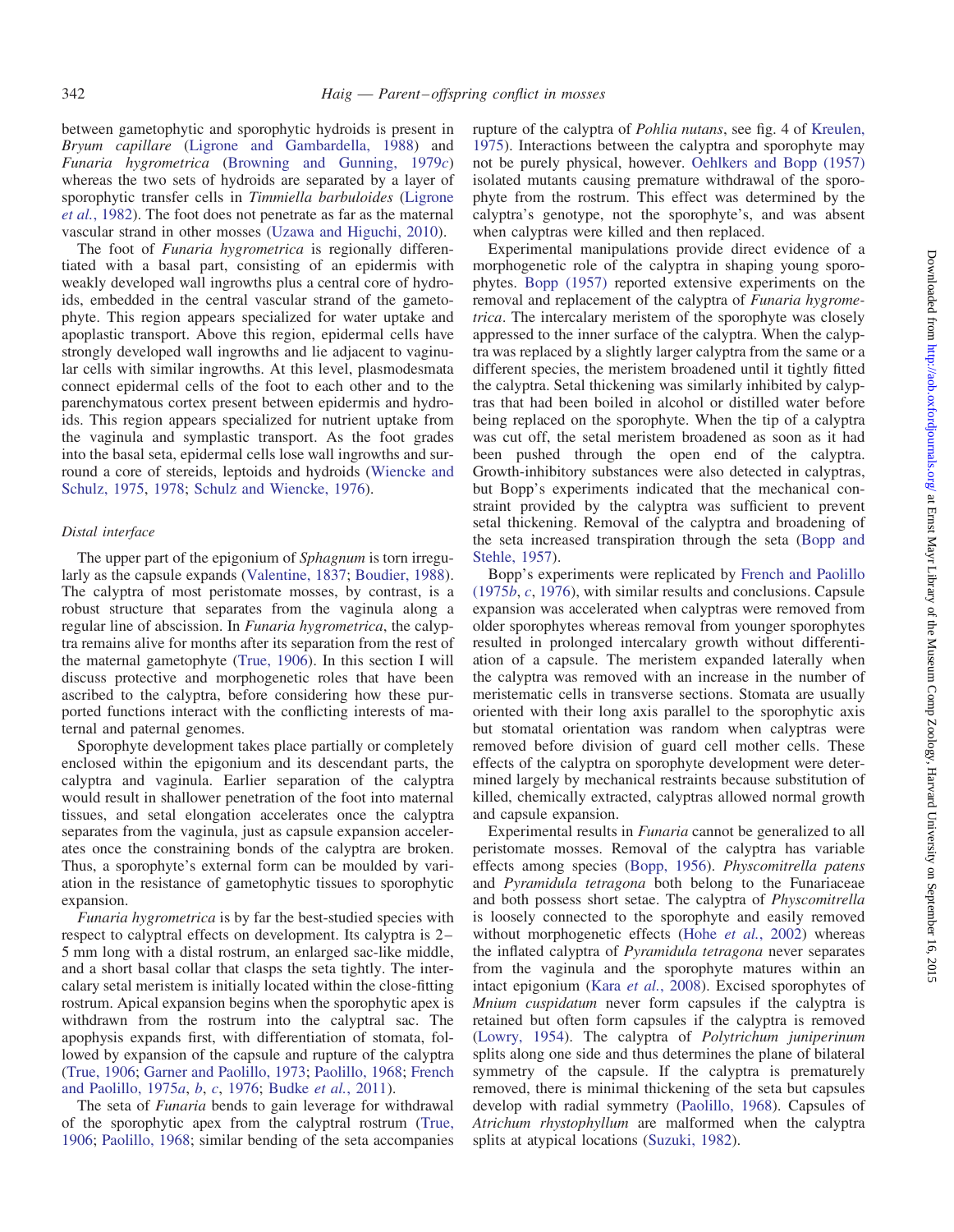between gametophytic and sporophytic hydroids is present in *Bryum capillare* (Ligrone and Gambardella, 1988) and *Funaria hygrometrica* (Browning and Gunning, 1979*c*) whereas the two sets of hydroids are separated by a layer of sporophytic transfer cells in *Timmiella barbuloides* (Ligrone *et al.*, 1982). The foot does not penetrate as far as the maternal vascular strand in other mosses (Uzawa and Higuchi, 2010).

The foot of *Funaria hygrometrica* is regionally differentiated with a basal part, consisting of an epidermis with weakly developed wall ingrowths plus a central core of hydroids, embedded in the central vascular strand of the gametophyte. This region appears specialized for water uptake and apoplastic transport. Above this region, epidermal cells have strongly developed wall ingrowths and lie adjacent to vaginular cells with similar ingrowths. At this level, plasmodesmata connect epidermal cells of the foot to each other and to the parenchymatous cortex present between epidermis and hydroids. This region appears specialized for nutrient uptake from the vaginula and symplastic transport. As the foot grades into the basal seta, epidermal cells lose wall ingrowths and surround a core of stereids, leptoids and hydroids (Wiencke and Schulz, 1975, 1978; Schulz and Wiencke, 1976).

### *Distal interface*

The upper part of the epigonium of *Sphagnum* is torn irregularly as the capsule expands (Valentine, 1837; Boudier, 1988). The calyptra of most peristomate mosses, by contrast, is a robust structure that separates from the vaginula along a regular line of abscission. In *Funaria hygrometrica*, the calyptra remains alive for months after its separation from the rest of the maternal gametophyte (True, 1906). In this section I will discuss protective and morphogenetic roles that have been ascribed to the calyptra, before considering how these purported functions interact with the conflicting interests of maternal and paternal genomes.

Sporophyte development takes place partially or completely enclosed within the epigonium and its descendant parts, the calyptra and vaginula. Earlier separation of the calyptra would result in shallower penetration of the foot into maternal tissues, and setal elongation accelerates once the calyptra separates from the vaginula, just as capsule expansion accelerates once the constraining bonds of the calyptra are broken. Thus, a sporophyte's external form can be moulded by variation in the resistance of gametophytic tissues to sporophytic expansion.

*Funaria hygrometrica* is by far the best-studied species with respect to calyptral effects on development. Its calyptra is 2–5 mm long with a distal rostrum, an enlarged sac-like middle, and a short basal collar that clasps the seta tightly. The intercalary setal meristem is initially located within the close-fitting rostrum. Apical expansion begins when the sporophytic apex is withdrawn from the rostrum into the calyptral sac. The apophysis expands first, with differentiation of stomata, followed by expansion of the capsule and rupture of the calyptra (True, 1906; Garner and Paolillo, 1973; Paolillo, 1968; French and Paolillo, 1975*a*, *b*, *c*, 1976; Budke *et al.*, 2011).

The seta of *Funaria* bends to gain leverage for withdrawal of the sporophytic apex from the calyptral rostrum (True, 1906; Paolillo, 1968; similar bending of the seta accompanies rupture of the calyptra of *Pohlia nutans*, see fig. 4 of Kreulen, 1975). Interactions between the calyptra and sporophyte may not be purely physical, however. Oehlkers and Bopp (1957) isolated mutants causing premature withdrawal of the sporophyte from the rostrum. This effect was determined by the calyptra's genotype, not the sporophyte's, and was absent when calyptras were killed and then replaced.

Experimental manipulations provide direct evidence of a morphogenetic role of the calyptra in shaping young sporophytes. Bopp (1957) reported extensive experiments on the removal and replacement of the calyptra of *Funaria hygrometrica*. The intercalary meristem of the sporophyte was closely appressed to the inner surface of the calyptra. When the calyptra was replaced by a slightly larger calyptra from the same or a different species, the meristem broadened until it tightly fitted the calyptra. Setal thickening was similarly inhibited by calyptras that had been boiled in alcohol or distilled water before being replaced on the sporophyte. When the tip of a calyptra was cut off, the setal meristem broadened as soon as it had been pushed through the open end of the calyptra. Growth-inhibitory substances were also detected in calyptras, but Bopp's experiments indicated that the mechanical constraint provided by the calyptra was sufficient to prevent setal thickening. Removal of the calyptra and broadening of the seta increased transpiration through the seta (Bopp and Stehle, 1957).

Bopp's experiments were replicated by French and Paolillo (1975*b*, *c*, 1976), with similar results and conclusions. Capsule expansion was accelerated when calyptras were removed from older sporophytes whereas removal from younger sporophytes resulted in prolonged intercalary growth without differentiation of a capsule. The meristem expanded laterally when the calyptra was removed with an increase in the number of meristematic cells in transverse sections. Stomata are usually oriented with their long axis parallel to the sporophytic axis but stomatal orientation was random when calyptras were removed before division of guard cell mother cells. These effects of the calyptra on sporophyte development were determined largely by mechanical restraints because substitution of killed, chemically extracted, calyptras allowed normal growth and capsule expansion.

Experimental results in *Funaria* cannot be generalized to all peristomate mosses. Removal of the calyptra has variable effects among species (Bopp, 1956). *Physcomitrella patens* and *Pyramidula tetragona* both belong to the Funariaceae and both possess short setae. The calyptra of *Physcomitrella* is loosely connected to the sporophyte and easily removed without morphogenetic effects (Hohe *et al.*, 2002) whereas the inflated calyptra of *Pyramidula tetragona* never separates from the vaginula and the sporophyte matures within an intact epigonium (Kara *et al.*, 2008). Excised sporophytes of *Mnium cuspidatum* never form capsules if the calyptra is retained but often form capsules if the calyptra is removed (Lowry, 1954). The calyptra of *Polytrichum juniperinum* splits along one side and thus determines the plane of bilateral symmetry of the capsule. If the calyptra is prematurely removed, there is minimal thickening of the seta but capsules develop with radial symmetry (Paolillo, 1968). Capsules of *Atrichum rhystophyllum* are malformed when the calyptra splits at atypical locations (Suzuki, 1982).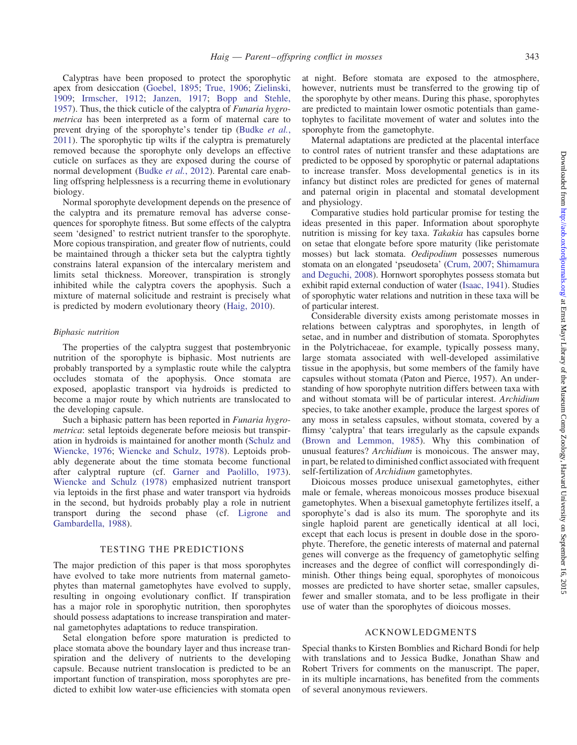Calyptras have been proposed to protect the sporophytic apex from desiccation (Goebel, 1895; True, 1906; Zielinski, 1909; Irmscher, 1912; Janzen, 1917; Bopp and Stehle, 1957). Thus, the thick cuticle of the calyptra of *Funaria hygrometrica* has been interpreted as a form of maternal care to prevent drying of the sporophyte's tender tip (Budke *et al.*, 2011). The sporophytic tip wilts if the calyptra is prematurely removed because the sporophyte only develops an effective cuticle on surfaces as they are exposed during the course of normal development (Budke *et al.*, 2012). Parental care enabling offspring helplessness is a recurring theme in evolutionary biology.

Normal sporophyte development depends on the presence of the calyptra and its premature removal has adverse consequences for sporophyte fitness. But some effects of the calyptra seem 'designed' to restrict nutrient transfer to the sporophyte. More copious transpiration, and greater flow of nutrients, could be maintained through a thicker seta but the calyptra tightly constrains lateral expansion of the intercalary meristem and limits setal thickness. Moreover, transpiration is strongly inhibited while the calyptra covers the apophysis. Such a mixture of maternal solicitude and restraint is precisely what is predicted by modern evolutionary theory (Haig, 2010).

### *Biphasic nutrition*

The properties of the calyptra suggest that postembryonic nutrition of the sporophyte is biphasic. Most nutrients are probably transported by a symplastic route while the calyptra occludes stomata of the apophysis. Once stomata are exposed, apoplastic transport via hydroids is predicted to become a major route by which nutrients are translocated to the developing capsule.

Such a biphasic pattern has been reported in *Funaria hygrometrica*: setal leptoids degenerate before meiosis but transpiration in hydroids is maintained for another month (Schulz and Wiencke, 1976; Wiencke and Schulz, 1978). Leptoids probably degenerate about the time stomata become functional after calyptral rupture (cf. Garner and Paolillo, 1973). Wiencke and Schulz (1978) emphasized nutrient transport via leptoids in the first phase and water transport via hydroids in the second, but hydroids probably play a role in nutrient transport during the second phase (cf. Ligrone and Gambardella, 1988).

## TESTING THE PREDICTIONS

The major prediction of this paper is that moss sporophytes have evolved to take more nutrients from maternal gametophytes than maternal gametophytes have evolved to supply, resulting in ongoing evolutionary conflict. If transpiration has a major role in sporophytic nutrition, then sporophytes should possess adaptations to increase transpiration and maternal gametophytes adaptations to reduce transpiration.

Setal elongation before spore maturation is predicted to place stomata above the boundary layer and thus increase transpiration and the delivery of nutrients to the developing capsule. Because nutrient translocation is predicted to be an important function of transpiration, moss sporophytes are predicted to exhibit low water-use efficiencies with stomata open at night. Before stomata are exposed to the atmosphere, however, nutrients must be transferred to the growing tip of the sporophyte by other means. During this phase, sporophytes are predicted to maintain lower osmotic potentials than gametophytes to facilitate movement of water and solutes into the sporophyte from the gametophyte.

Maternal adaptations are predicted at the placental interface to control rates of nutrient transfer and these adaptations are predicted to be opposed by sporophytic or paternal adaptations to increase transfer. Moss developmental genetics is in its infancy but distinct roles are predicted for genes of maternal and paternal origin in placental and stomatal development and physiology.

Comparative studies hold particular promise for testing the ideas presented in this paper. Information about sporophyte nutrition is missing for key taxa. *Takakia* has capsules borne on setae that elongate before spore maturity (like peristomate mosses) but lack stomata. *Oedipodium* possesses numerous stomata on an elongated 'pseudoseta' (Crum, 2007; Shimamura and Deguchi, 2008). Hornwort sporophytes possess stomata but exhibit rapid external conduction of water (Isaac, 1941). Studies of sporophytic water relations and nutrition in these taxa will be of particular interest.

Considerable diversity exists among peristomate mosses in relations between calyptras and sporophytes, in length of setae, and in number and distribution of stomata. Sporophytes in the Polytrichaceae, for example, typically possess many, large stomata associated with well-developed assimilative tissue in the apophysis, but some members of the family have capsules without stomata (Paton and Pierce, 1957). An understanding of how sporophyte nutrition differs between taxa with and without stomata will be of particular interest. *Archidium* species, to take another example, produce the largest spores of any moss in setaless capsules, without stomata, covered by a flimsy 'calyptra' that tears irregularly as the capsule expands (Brown and Lemmon, 1985). Why this combination of unusual features? *Archidium* is monoicous. The answer may, in part, be related to diminished conflict associated with frequent self-fertilization of *Archidium* gametophytes.

Dioicous mosses produce unisexual gametophytes, either male or female, whereas monoicous mosses produce bisexual gametophytes. When a bisexual gametophyte fertilizes itself, a sporophyte's dad is also its mum. The sporophyte and its single haploid parent are genetically identical at all loci, except that each locus is present in double dose in the sporophyte. Therefore, the genetic interests of maternal and paternal genes will converge as the frequency of gametophytic selfing increases and the degree of conflict will correspondingly diminish. Other things being equal, sporophytes of monoicous mosses are predicted to have shorter setae, smaller capsules, fewer and smaller stomata, and to be less profligate in their use of water than the sporophytes of dioicous mosses.

## ACKNOWLEDGMENTS

Special thanks to Kirsten Bomblies and Richard Bondi for help with translations and to Jessica Budke, Jonathan Shaw and Robert Trivers for comments on the manuscript. The paper, in its multiple incarnations, has benefited from the comments of several anonymous reviewers.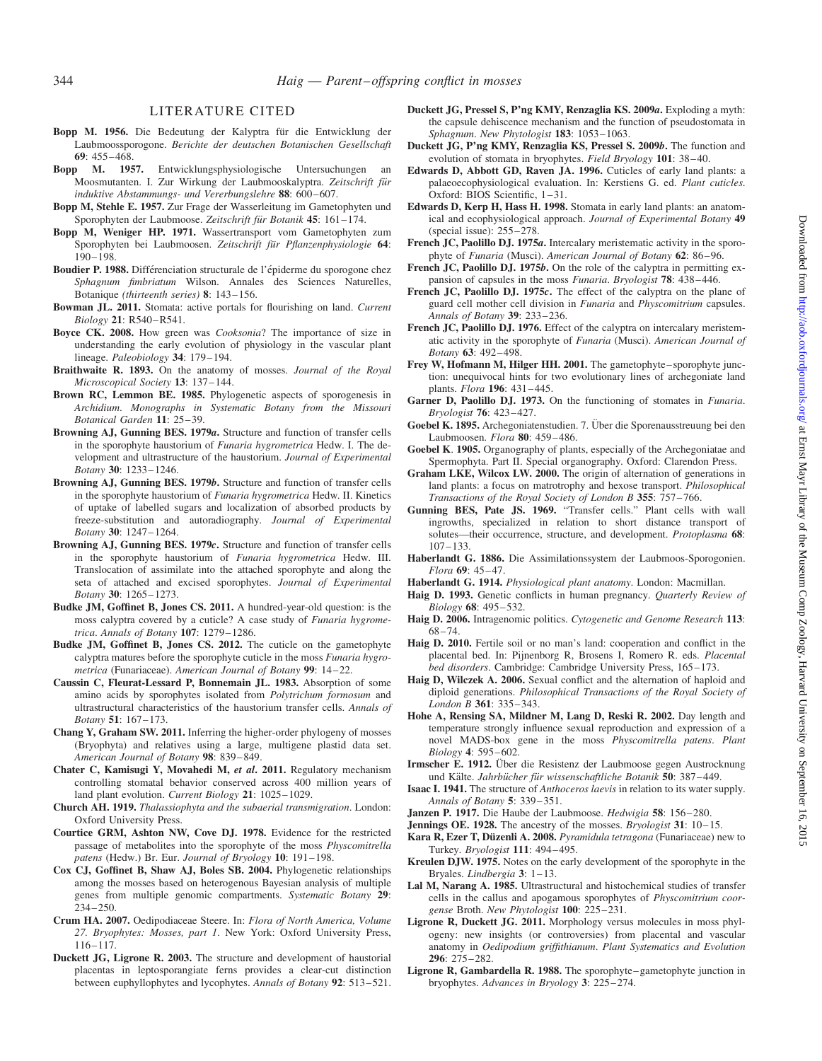## LITERATURE CITED

**Bopp M. 1956.** Die Bedeutung der Kalyptra für die Entwicklung der Laubmoossporogone. *Berichte der deutschen Botanischen Gesellschaft* **69**: 455–468.

**Bopp M. 1957.** Entwicklungsphysiologische Untersuchungen an Moosmutanten. I. Zur Wirkung der Laubmooskalyptra. *Zeitschrift für induktive Abstammungs- und Vererbungslehre* **88**: 600–607.

**Bopp M, Stehle E. 1957.** Zur Frage der Wasserleitung im Gametophyten und Sporophyten der Laubmoose. *Zeitschrift für Botanik* **45**: 161–174.

**Bopp M, Weniger HP. 1971.** Wassertransport vom Gametophyten zum Sporophyten bei Laubmoosen. *Zeitschrift für Pflanzenphysiologie* **64**: 190–198.

**Boudier P. 1988.** Différenciation structurale de l'épiderme du sporogone chez *Sphagnum fimbriatum* Wilson. Annales des Sciences Naturelles, Botanique *(thirteenth series)* **8**: 143–156.

**Bowman JL. 2011.** Stomata: active portals for flourishing on land. *Current Biology* **21**: R540–R541.

**Boyce CK. 2008.** How green was *Cooksonia*? The importance of size in understanding the early evolution of physiology in the vascular plant lineage. *Paleobiology* **34**: 179–194.

**Braithwaite R. 1893.** On the anatomy of mosses. *Journal of the Royal Microscopical Society* **13**: 137–144.

**Brown RC, Lemmon BE. 1985.** Phylogenetic aspects of sporogenesis in *Archidium*. *Monographs in Systematic Botany from the Missouri Botanical Garden* **11**: 25–39.

**Browning AJ, Gunning BES. 1979*a*.** Structure and function of transfer cells in the sporophyte haustorium of *Funaria hygrometrica* Hedw. I. The development and ultrastructure of the haustorium. *Journal of Experimental Botany* **30**: 1233–1246.

**Browning AJ, Gunning BES. 1979*b*.** Structure and function of transfer cells in the sporophyte haustorium of *Funaria hygrometrica* Hedw. II. Kinetics of uptake of labelled sugars and localization of absorbed products by freeze-substitution and autoradiography. *Journal of Experimental Botany* **30**: 1247–1264.

**Browning AJ, Gunning BES. 1979*c*.** Structure and function of transfer cells in the sporophyte haustorium of *Funaria hygrometrica* Hedw. III. Translocation of assimilate into the attached sporophyte and along the seta of attached and excised sporophytes. *Journal of Experimental Botany* **30**: 1265–1273.

**Budke JM, Goffinet B, Jones CS. 2011.** A hundred-year-old question: is the moss calyptra covered by a cuticle? A case study of *Funaria hygrometrica*. *Annals of Botany* **107**: 1279–1286.

**Budke JM, Goffinet B, Jones CS. 2012.** The cuticle on the gametophyte calyptra matures before the sporophyte cuticle in the moss *Funaria hygrometrica* (Funariaceae). *American Journal of Botany* **99**: 14–22.

**Caussin C, Fleurat-Lessard P, Bonnemain JL. 1983.** Absorption of some amino acids by sporophytes isolated from *Polytrichum formosum* and ultrastructural characteristics of the haustorium transfer cells. *Annals of Botany* **51**: 167–173.

**Chang Y, Graham SW. 2011.** Inferring the higher-order phylogeny of mosses (Bryophyta) and relatives using a large, multigene plastid data set. *American Journal of Botany* **98**: 839–849.

**Chater C, Kamisugi Y, Movahedi M, *et al.* 2011.** Regulatory mechanism controlling stomatal behavior conserved across 400 million years of land plant evolution. *Current Biology* **21**: 1025–1029.

**Church AH. 1919.** *Thalassiophyta and the subaerial transmigration*. London: Oxford University Press.

**Courtice GRM, Ashton NW, Cove DJ. 1978.** Evidence for the restricted passage of metabolites into the sporophyte of the moss *Physcomitrella patens* (Hedw.) Br. Eur. *Journal of Bryology* **10**: 191–198.

**Cox CJ, Goffinet B, Shaw AJ, Boles SB. 2004.** Phylogenetic relationships among the mosses based on heterogenous Bayesian analysis of multiple genes from multiple genomic compartments. *Systematic Botany* **29**: 234–250.

**Crum HA. 2007.** Oedipodiaceae Steere. In: *Flora of North America, Volume 27. Bryophytes: Mosses, part 1*. New York: Oxford University Press, 116–117.

**Duckett JG, Ligrone R. 2003.** The structure and development of haustorial placentas in leptosporangiate ferns provides a clear-cut distinction between euphyllophytes and lycophytes. *Annals of Botany* **92**: 513–521.

**Duckett JG, Pressel S, P'ng KMY, Renzaglia KS. 2009*a*.** Exploding a myth: the capsule dehiscence mechanism and the function of pseudostomata in *Sphagnum*. *New Phytologist* **183**: 1053–1063.

**Duckett JG, P'ng KMY, Renzaglia KS, Pressel S. 2009*b*.** The function and evolution of stomata in bryophytes. *Field Bryology* **101**: 38–40.

**Edwards D, Abbott GD, Raven JA. 1996.** Cuticles of early land plants: a palaeoecophysiological evaluation. In: Kerstiens G. ed. *Plant cuticles*. Oxford: BIOS Scientific, 1–31.

**Edwards D, Kerp H, Hass H. 1998.** Stomata in early land plants: an anatomical and ecophysiological approach. *Journal of Experimental Botany* **49** (special issue): 255–278.

**French JC, Paolillo DJ. 1975*a*.** Intercalary meristematic activity in the sporophyte of *Funaria* (Musci). *American Journal of Botany* **62**: 86–96.

**French JC, Paolillo DJ. 1975*b*.** On the role of the calyptra in permitting expansion of capsules in the moss *Funaria*. *Bryologist* **78**: 438–446.

**French JC, Paolillo DJ. 1975*c*.** The effect of the calyptra on the plane of guard cell mother cell division in *Funaria* and *Physcomitrium* capsules. *Annals of Botany* **39**: 233–236.

**French JC, Paolillo DJ. 1976.** Effect of the calyptra on intercalary meristematic activity in the sporophyte of *Funaria* (Musci). *American Journal of Botany* **63**: 492–498.

**Frey W, Hofmann M, Hilger HH. 2001.** The gametophyte–sporophyte junction: unequivocal hints for two evolutionary lines of archegoniate land plants. *Flora* **196**: 431–445.

**Garner D, Paolillo DJ. 1973.** On the functioning of stomates in *Funaria*. *Bryologist* **76**: 423–427.

**Goebel K. 1895.** Archegoniatenstudien. 7. Über die Sporenausstreuung bei den Laubmoosen. *Flora* **80**: 459–486.

**Goebel K. 1905.** Organography of plants, especially of the Archegoniatae and Spermophyta. Part II. Special organography. Oxford: Clarendon Press.

**Graham LKE, Wilcox LW. 2000.** The origin of alternation of generations in land plants: a focus on matrotrophy and hexose transport. *Philosophical Transactions of the Royal Society of London B* **355**: 757–766.

**Gunning BES, Pate JS. 1969.** "Transfer cells." Plant cells with wall ingrowths, specialized in relation to short distance transport of solutes—their occurrence, structure, and development. *Protoplasma* **68**: 107–133.

**Haberlandt G. 1886.** Die Assimilationssystem der Laubmoos-Sporogonien. *Flora* **69**: 45–47.

**Haberlandt G. 1914.** *Physiological plant anatomy*. London: Macmillan.

**Haig D. 1993.** Genetic conflicts in human pregnancy. *Quarterly Review of Biology* **68**: 495–532.

**Haig D. 2006.** Intragenomic politics. *Cytogenetic and Genome Research* **113**: 68–74.

**Haig D. 2010.** Fertile soil or no man's land: cooperation and conflict in the placental bed. In: Pijnenborg R, Brosens I, Romero R. eds. *Placental bed disorders*. Cambridge: Cambridge University Press, 165–173.

**Haig D, Wilczek A. 2006.** Sexual conflict and the alternation of haploid and diploid generations. *Philosophical Transactions of the Royal Society of London B* **361**: 335–343.

**Hohe A, Rensing SA, Mildner M, Lang D, Reski R. 2002.** Day length and temperature strongly influence sexual reproduction and expression of a novel MADS-box gene in the moss *Physcomitrella patens*. *Plant Biology* **4**: 595–602.

**Irmscher E. 1912.** Über die Resistenz der Laubmoose gegen Austrocknung und Kälte. *Jahrbücher für wissenschaftliche Botanik* **50**: 387–449.

**Isaac I. 1941.** The structure of *Anthoceros laevis* in relation to its water supply. *Annals of Botany* **5**: 339–351.

**Janzen P. 1917.** Die Haube der Laubmoose. *Hedwigia* **58**: 156–280.

**Jennings OE. 1928.** The ancestry of the mosses. *Bryologist* **31**: 10–15.

**Kara R, Ezer T, Düzenli A. 2008.** *Pyramidula tetragona* (Funariaceae) new to Turkey. *Bryologist* **111**: 494–495.

**Kreulen DJW. 1975.** Notes on the early development of the sporophyte in the Bryales. *Lindbergia* **3**: 1–13.

**Lal M, Narang A. 1985.** Ultrastructural and histochemical studies of transfer cells in the callus and apogamous sporophytes of *Physcomitrium coorgense* Broth. *New Phytologist* **100**: 225–231.

**Ligrone R, Duckett JG. 2011.** Morphology versus molecules in moss phylogeny: new insights (or controversies) from placental and vascular anatomy in *Oedipodium griffithianum*. *Plant Systematics and Evolution* **296**: 275–282.

**Ligrone R, Gambardella R. 1988.** The sporophyte–gametophyte junction in bryophytes. *Advances in Bryology* **3**: 225–274.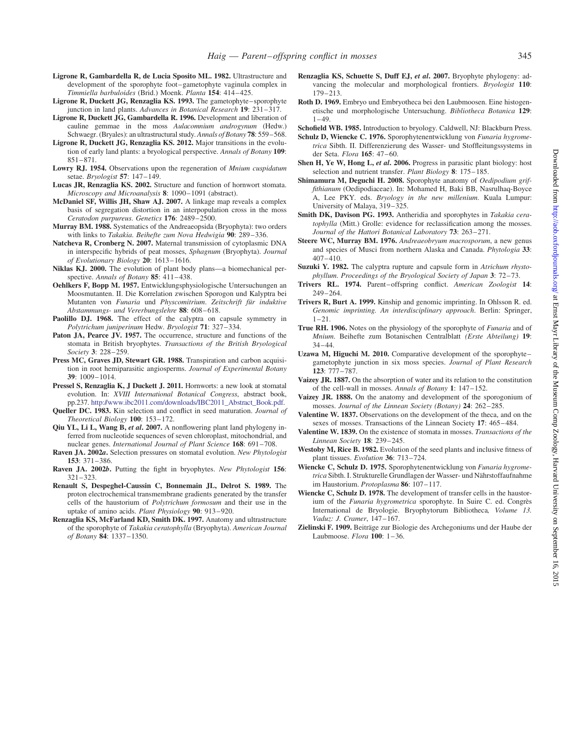**Ligrone R, Gambardella R, de Lucia Sposito ML. 1982.** Ultrastructure and development of the sporophyte foot–gametophyte vaginula complex in *Timmiella barbuloides* (Brid.) Moenk. *Planta* **154**: 414–425.

**Ligrone R, Duckett JG, Renzaglia KS. 1993.** The gametophyte–sporophyte junction in land plants. *Advances in Botanical Research* **19**: 231–317.

**Ligrone R, Duckett JG, Gambardella R. 1996.** Development and liberation of cauline gemmae in the moss *Aulacomnium androgynum* (Hedw.) Schwaegr. (Bryales): an ultrastructural study. *Annals of Botany* **78**: 559–568.

**Ligrone R, Duckett JG, Renzaglia KS. 2012.** Major transitions in the evolution of early land plants: a bryological perspective. *Annals of Botany* **109**: 851–871.

**Lowry RJ. 1954.** Observations upon the regeneration of *Mnium cuspidatum* setae. *Bryologist* **57**: 147–149.

**Lucas JR, Renzaglia KS. 2002.** Structure and function of hornwort stomata. *Microscopy and Microanalysis* **8**: 1090–1091 (abstract).

**McDaniel SF, Willis JH, Shaw AJ. 2007.** A linkage map reveals a complex basis of segregation distortion in an interpopulation cross in the moss *Ceratodon purpureus*. *Genetics* **176**: 2489–2500.

**Murray BM. 1988.** Systematics of the Andreaeopsida (Bryophyta): two orders with links to *Takakia*. *Beihefte zum Nova Hedwigia* **90**: 289–336.

**Natcheva R, Cronberg N. 2007.** Maternal transmission of cytoplasmic DNA in interspecific hybrids of peat mosses, *Sphagnum* (Bryophyta). *Journal of Evolutionary Biology* **20**: 1613–1616.

**Niklas KJ. 2000.** The evolution of plant body plans—a biomechanical perspective. *Annals of Botany* **85**: 411–438.

**Oehlkers F, Bopp M. 1957.** Entwicklungsphysiologische Untersuchungen an Moosmutanten. II. Die Korrelation zwischen Sporogon und Kalyptra bei Mutanten von *Funaria* und *Physcomitrium*. *Zeitschrift für induktive Abstammungs- und Vererbungslehre* **88**: 608–618.

**Paolillo DJ. 1968.** The effect of the calyptra on capsule symmetry in *Polytrichum juniperinum* Hedw. *Bryologist* **71**: 327–334.

**Paton JA, Pearce JV. 1957.** The occurrence, structure and functions of the stomata in British bryophytes. *Transactions of the British Bryological Society* **3**: 228–259.

**Press MC, Graves JD, Stewart GR. 1988.** Transpiration and carbon acquisition in root hemiparasitic angiosperms. *Journal of Experimental Botany* **39**: 1009–1014.

**Pressel S, Renzaglia K, J Duckett J. 2011.** Hornworts: a new look at stomatal evolution. In: *XVIII International Botanical Congress*, abstract book, pp.237. http://www.ibc2011.com/downloads/IBC2011_Abstract_Book.pdf.

**Queller DC. 1983.** Kin selection and conflict in seed maturation. *Journal of Theoretical Biology* **100**: 153–172.

**Qiu YL, Li L, Wang B, *et al.* 2007.** A nonflowering plant land phylogeny inferred from nucleotide sequences of seven chloroplast, mitochondrial, and nuclear genes. *International Journal of Plant Science* **168**: 691–708.

**Raven JA. 2002*a*.** Selection pressures on stomatal evolution. *New Phytologist* **153**: 371–386.

**Raven JA. 2002*b*.** Putting the fight in bryophytes. *New Phytologist* **156**: 321–323.

**Renault S, Despeghel-Caussin C, Bonnemain JL, Delrot S. 1989.** The proton electrochemical transmembrane gradients generated by the transfer cells of the haustorium of *Polytrichum formosum* and their use in the uptake of amino acids. *Plant Physiology* **90**: 913–920.

**Renzaglia KS, McFarland KD, Smith DK. 1997.** Anatomy and ultrastructure of the sporophyte of *Takakia ceratophylla* (Bryophyta). *American Journal of Botany* **84**: 1337–1350.

**Renzaglia KS, Schuette S, Duff EJ, *et al.* 2007.** Bryophyte phylogeny: advancing the molecular and morphological frontiers. *Bryologist* **110**: 179–213.

**Roth D. 1969.** Embryo und Embryotheca bei den Laubmoosen. Eine histogenetische und morphologische Untersuchung. *Bibliotheca Botanica* **129**: 1–49.

**Schofield WB. 1985.** Introduction to bryology. Caldwell, NJ: Blackburn Press.

**Schulz D, Wiencke C. 1976.** Sporophytenentwicklung von *Funaria hygrometrica* Sibth. II. Differenzierung des Wasser- und Stoffleitungssystems in der Seta. *Flora* **165**: 47–60.

**Shen H, Ye W, Hong L, *et al.* 2006.** Progress in parasitic plant biology: host selection and nutrient transfer. *Plant Biology* **8**: 175–185.

**Shimamura M, Deguchi H. 2008.** Sporophyte anatomy of *Oedipodium griffithianum* (Oedipodiaceae). In: Mohamed H, Baki BB, Nasrulhaq-Boyce A, Lee PKY. eds. *Bryology in the new millenium.* Kuala Lumpur: University of Malaya, 319–325.

**Smith DK, Davison PG. 1993.** Antheridia and sporophytes in *Takakia ceratophylla* (Mitt.) Grolle: evidence for reclassification among the mosses. *Journal of the Hattori Botanical Laboratory* **73**: 263–271.

**Steere WC, Murray BM. 1976.** *Andreaeobryum macrosporum*, a new genus and species of Musci from northern Alaska and Canada. *Phytologia* **33**: 407–410.

**Suzuki Y. 1982.** The calyptra rupture and capsule form in *Atrichum rhystophyllum*. *Proceedings of the Bryological Society of Japan* **3**: 72–73.

**Trivers RL. 1974.** Parent–offspring conflict. *American Zoologist* **14**: 249–264.

**Trivers R, Burt A. 1999.** Kinship and genomic imprinting. In Ohlsson R. ed. *Genomic imprinting. An interdisciplinary approach*. Berlin: Springer, 1–21.

**True RH. 1906.** Notes on the physiology of the sporophyte of *Funaria* and of *Mnium*. Beihefte zum Botanischen Centralblatt *(Erste Abteilung)* **19**: 34–44.

**Uzawa M, Higuchi M. 2010.** Comparative development of the sporophyte–gametophyte junction in six moss species. *Journal of Plant Research* **123**: 777–787.

**Vaizey JR. 1887.** On the absorption of water and its relation to the constitution of the cell-wall in mosses. *Annals of Botany* **1**: 147–152.

**Vaizey JR. 1888.** On the anatomy and development of the sporogonium of mosses. *Journal of the Linnean Society (Botany)* **24**: 262–285.

**Valentine W. 1837.** Observations on the development of the theca, and on the sexes of mosses. Transactions of the Linnean Society **17**: 465–484.

**Valentine W. 1839.** On the existence of stomata in mosses. *Transactions of the Linnean Society* **18**: 239–245.

**Westoby M, Rice B. 1982.** Evolution of the seed plants and inclusive fitness of plant tissues. *Evolution* **36**: 713–724.

**Wiencke C, Schulz D. 1975.** Sporophytenentwicklung von *Funaria hygrometrica* Sibth. I. Strukturelle Grundlagen der Wasser- und Nährstoffaufnahme im Haustorium. *Protoplasma* **86**: 107–117.

**Wiencke C, Schulz D. 1978.** The development of transfer cells in the haustorium of the *Funaria hygrometrica* sporophyte. In Suire C. ed. Congrès International de Bryologie. Bryophytorum Bibliotheca*, Volume 13. Vaduz: J. Cramer*, 147–167.

**Zielinski F. 1909.** Beiträge zur Biologie des Archegoniums und der Haube der Laubmoose. *Flora* **100**: 1–36.